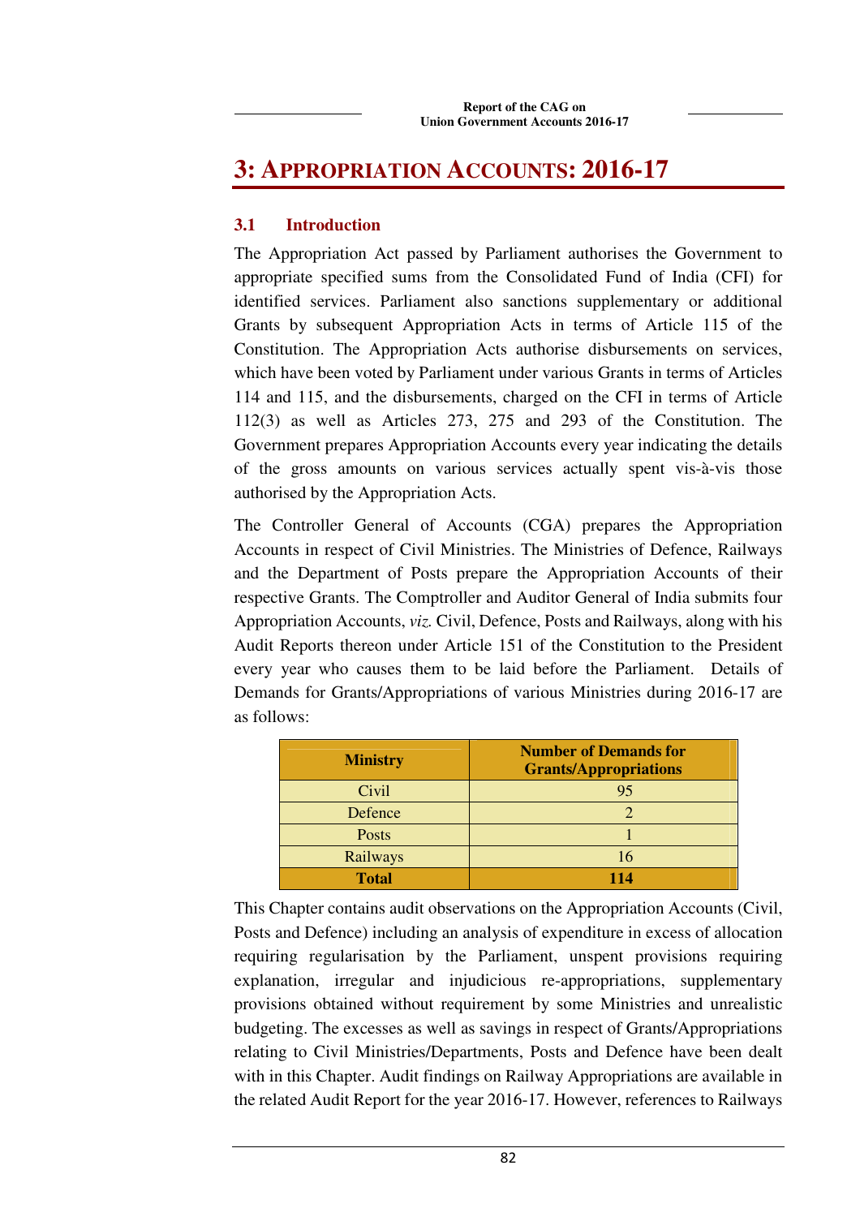# 3: Appropriation Accounts: 2016-17

## 3.1 Introduction

The Appropriation Act passed by Parliament authorises the Government to appropriate specified sums from the Consolidated Fund of India (CFI) for identified services. Parliament also sanctions supplementary or additional Grants by subsequent Appropriation Acts in terms of Article 115 of the Constitution. The Appropriation Acts authorise disbursements on services, which have been voted by Parliament under various Grants in terms of Articles 114 and 115, and the disbursements, charged on the CFI in terms of Article 112(3) as well as Articles 273, 275 and 293 of the Constitution. The Government prepares Appropriation Accounts every year indicating the details of the gross amounts on various services actually spent vis-à-vis those authorised by the Appropriation Acts.

The Controller General of Accounts (CGA) prepares the Appropriation Accounts in respect of Civil Ministries. The Ministries of Defence, Railways and the Department of Posts prepare the Appropriation Accounts of their respective Grants. The Comptroller and Auditor General of India submits four Appropriation Accounts, *viz.* Civil, Defence, Posts and Railways, along with his Audit Reports thereon under Article 151 of the Constitution to the President every year who causes them to be laid before the Parliament. Details of Demands for Grants/Appropriations of various Ministries during 2016-17 are as follows:

| Ministry | Number of Demands for Grants/Appropriations |
|---|---|
| Civil | 95 |
| Defence | 2 |
| Posts | 1 |
| Railways | 16 |
| **Total** | **114** |

This Chapter contains audit observations on the Appropriation Accounts (Civil, Posts and Defence) including an analysis of expenditure in excess of allocation requiring regularisation by the Parliament, unspent provisions requiring explanation, irregular and injudicious re-appropriations, supplementary provisions obtained without requirement by some Ministries and unrealistic budgeting. The excesses as well as savings in respect of Grants/Appropriations relating to Civil Ministries/Departments, Posts and Defence have been dealt with in this Chapter. Audit findings on Railway Appropriations are available in the related Audit Report for the year 2016-17. However, references to Railways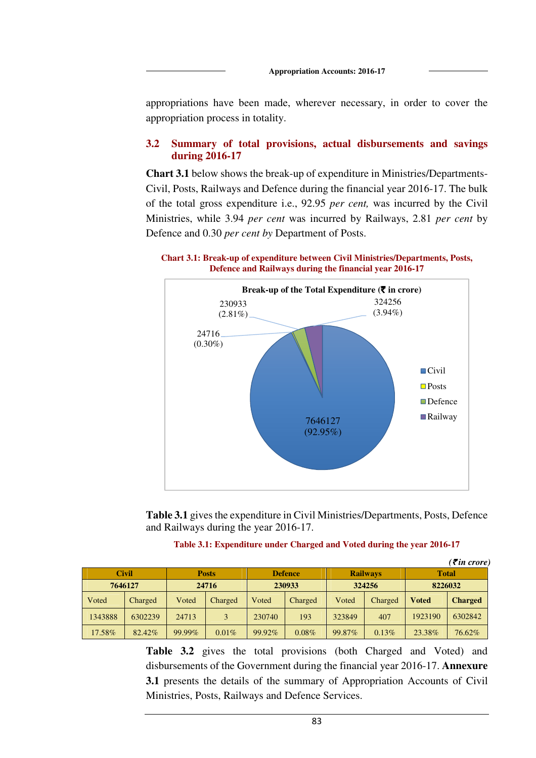appropriations have been made, wherever necessary, in order to cover the appropriation process in totality.

## 3.2 Summary of total provisions, actual disbursements and savings during 2016-17

**Chart 3.1** below shows the break-up of expenditure in Ministries/Departments-Civil, Posts, Railways and Defence during the financial year 2016-17. The bulk of the total gross expenditure i.e., 92.95 *per cent,* was incurred by the Civil Ministries, while 3.94 *per cent* was incurred by Railways, 2.81 *per cent* by Defence and 0.30 *per cent by* Department of Posts.

**Chart 3.1: Break-up of expenditure between Civil Ministries/Departments, Posts, Defence and Railways during the financial year 2016-17**

**Break-up of the Total Expenditure (₹ in crore)**

- Civil: 7646127 (92.95%)
- Posts: 24716 (0.30%)
- Defence: 230933 (2.81%)
- Railway: 324256 (3.94%)

**Table 3.1** gives the expenditure in Civil Ministries/Departments, Posts, Defence and Railways during the year 2016-17.

**Table 3.1: Expenditure under Charged and Voted during the year 2016-17**

*(₹in crore)*

| Civil | | Posts | | Defence | | Railways | | Total | |
|---|---|---|---|---|---|---|---|---|---|
| 7646127 | | 24716 | | 230933 | | 324256 | | 8226032 | |
| Voted | Charged | Voted | Charged | Voted | Charged | Voted | Charged | **Voted** | **Charged** |
| 1343888 | 6302239 | 24713 | 3 | 230740 | 193 | 323849 | 407 | 1923190 | 6302842 |
| 17.58% | 82.42% | 99.99% | 0.01% | 99.92% | 0.08% | 99.87% | 0.13% | 23.38% | 76.62% |

**Table 3.2** gives the total provisions (both Charged and Voted) and disbursements of the Government during the financial year 2016-17. **Annexure 3.1** presents the details of the summary of Appropriation Accounts of Civil Ministries, Posts, Railways and Defence Services.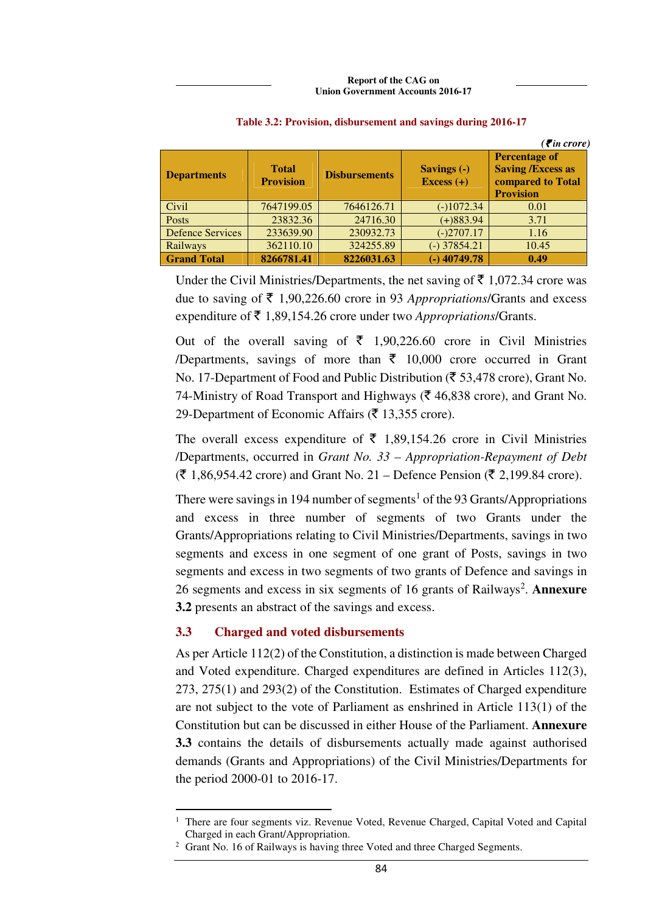**Table 3.2: Provision, disbursement and savings during 2016-17**

*(₹ in crore)*

| Departments | Total Provision | Disbursements | Savings (-) Excess (+) | Percentage of Saving /Excess as compared to Total Provision |
|---|---|---|---|---|
| Civil | 7647199.05 | 7646126.71 | (-)1072.34 | 0.01 |
| Posts | 23832.36 | 24716.30 | (+)883.94 | 3.71 |
| Defence Services | 233639.90 | 230932.73 | (-)2707.17 | 1.16 |
| Railways | 362110.10 | 324255.89 | (-) 37854.21 | 10.45 |
| **Grand Total** | **8266781.41** | **8226031.63** | **(-) 40749.78** | **0.49** |

Under the Civil Ministries/Departments, the net saving of ₹ 1,072.34 crore was due to saving of ₹ 1,90,226.60 crore in 93 *Appropriations*/Grants and excess expenditure of ₹ 1,89,154.26 crore under two *Appropriations*/Grants.

Out of the overall saving of ₹ 1,90,226.60 crore in Civil Ministries /Departments, savings of more than ₹ 10,000 crore occurred in Grant No. 17-Department of Food and Public Distribution (₹ 53,478 crore), Grant No. 74-Ministry of Road Transport and Highways (₹ 46,838 crore), and Grant No. 29-Department of Economic Affairs (₹ 13,355 crore).

The overall excess expenditure of ₹ 1,89,154.26 crore in Civil Ministries /Departments, occurred in *Grant No. 33 – Appropriation-Repayment of Debt* (₹ 1,86,954.42 crore) and Grant No. 21 – Defence Pension (₹ 2,199.84 crore).

There were savings in 194 number of segments[1] of the 93 Grants/Appropriations and excess in three number of segments of two Grants under the Grants/Appropriations relating to Civil Ministries/Departments, savings in two segments and excess in one segment of one grant of Posts, savings in two segments and excess in two segments of two grants of Defence and savings in 26 segments and excess in six segments of 16 grants of Railways[2]. **Annexure 3.2** presents an abstract of the savings and excess.

## 3.3 Charged and voted disbursements

As per Article 112(2) of the Constitution, a distinction is made between Charged and Voted expenditure. Charged expenditures are defined in Articles 112(3), 273, 275(1) and 293(2) of the Constitution. Estimates of Charged expenditure are not subject to the vote of Parliament as enshrined in Article 113(1) of the Constitution but can be discussed in either House of the Parliament. **Annexure 3.3** contains the details of disbursements actually made against authorised demands (Grants and Appropriations) of the Civil Ministries/Departments for the period 2000-01 to 2016-17.

---

[1] There are four segments viz. Revenue Voted, Revenue Charged, Capital Voted and Capital Charged in each Grant/Appropriation.

[2] Grant No. 16 of Railways is having three Voted and three Charged Segments.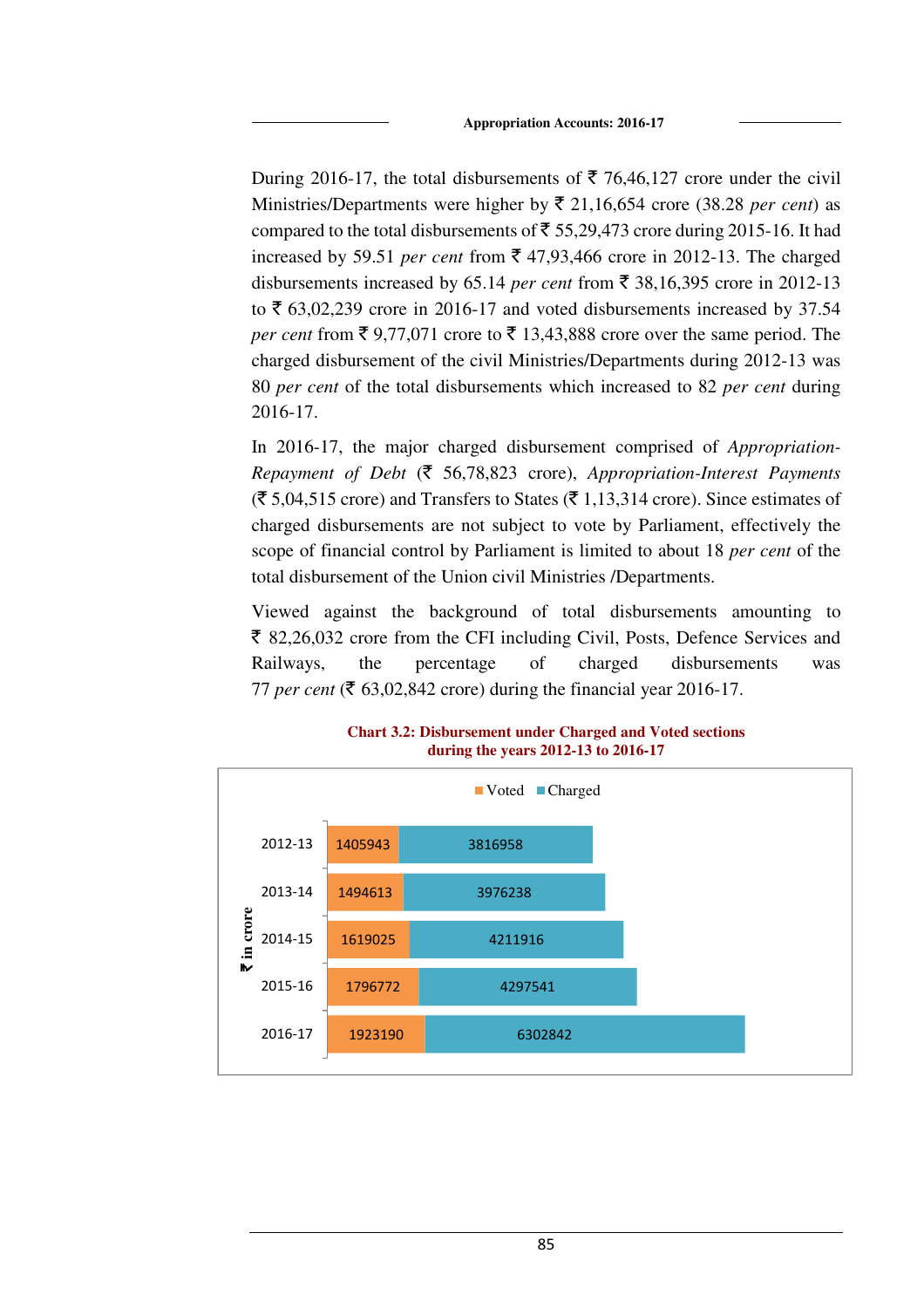During 2016-17, the total disbursements of ₹ 76,46,127 crore under the civil Ministries/Departments were higher by ₹ 21,16,654 crore (38.28 *per cent*) as compared to the total disbursements of ₹ 55,29,473 crore during 2015-16. It had increased by 59.51 *per cent* from ₹ 47,93,466 crore in 2012-13. The charged disbursements increased by 65.14 *per cent* from ₹ 38,16,395 crore in 2012-13 to ₹ 63,02,239 crore in 2016-17 and voted disbursements increased by 37.54 *per cent* from ₹ 9,77,071 crore to ₹ 13,43,888 crore over the same period. The charged disbursement of the civil Ministries/Departments during 2012-13 was 80 *per cent* of the total disbursements which increased to 82 *per cent* during 2016-17.

In 2016-17, the major charged disbursement comprised of *Appropriation-Repayment of Debt* (₹ 56,78,823 crore), *Appropriation-Interest Payments* (₹ 5,04,515 crore) and Transfers to States (₹ 1,13,314 crore). Since estimates of charged disbursements are not subject to vote by Parliament, effectively the scope of financial control by Parliament is limited to about 18 *per cent* of the total disbursement of the Union civil Ministries /Departments.

Viewed against the background of total disbursements amounting to ₹ 82,26,032 crore from the CFI including Civil, Posts, Defence Services and Railways, the percentage of charged disbursements was 77 *per cent* (₹ 63,02,842 crore) during the financial year 2016-17.

**Chart 3.2: Disbursement under Charged and Voted sections during the years 2012-13 to 2016-17**

(₹ in crore)

| Year | Voted | Charged |
|---|---|---|
| 2012-13 | 1405943 | 3816958 |
| 2013-14 | 1494613 | 3976238 |
| 2014-15 | 1619025 | 4211916 |
| 2015-16 | 1796772 | 4297541 |
| 2016-17 | 1923190 | 6302842 |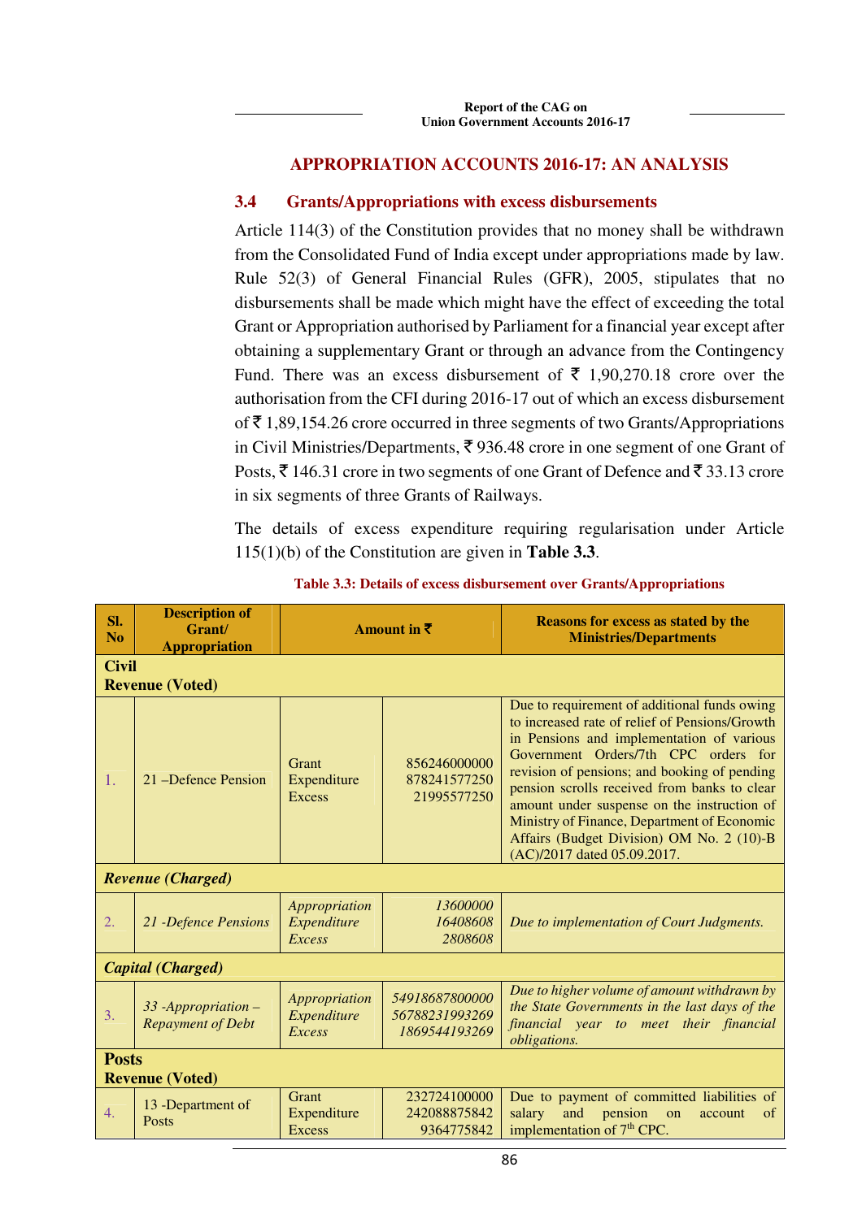## APPROPRIATION ACCOUNTS 2016-17: AN ANALYSIS

### 3.4 Grants/Appropriations with excess disbursements

Article 114(3) of the Constitution provides that no money shall be withdrawn from the Consolidated Fund of India except under appropriations made by law. Rule 52(3) of General Financial Rules (GFR), 2005, stipulates that no disbursements shall be made which might have the effect of exceeding the total Grant or Appropriation authorised by Parliament for a financial year except after obtaining a supplementary Grant or through an advance from the Contingency Fund. There was an excess disbursement of ₹ 1,90,270.18 crore over the authorisation from the CFI during 2016-17 out of which an excess disbursement of ₹ 1,89,154.26 crore occurred in three segments of two Grants/Appropriations in Civil Ministries/Departments, ₹ 936.48 crore in one segment of one Grant of Posts, ₹ 146.31 crore in two segments of one Grant of Defence and ₹ 33.13 crore in six segments of three Grants of Railways.

The details of excess expenditure requiring regularisation under Article 115(1)(b) of the Constitution are given in **Table 3.3**.

**Table 3.3: Details of excess disbursement over Grants/Appropriations**

| Sl. No | Description of Grant/ Appropriation | Amount in ₹ | | Reasons for excess as stated by the Ministries/Departments |
|---|---|---|---|---|
| **Civil** | | | | |
| **Revenue (Voted)** | | | | |
| 1. | 21 –Defence Pension | Grant<br>Expenditure<br>Excess | 856246000000<br>878241577250<br>21995577250 | Due to requirement of additional funds owing to increased rate of relief of Pensions/Growth in Pensions and implementation of various Government Orders/7th CPC orders for revision of pensions; and booking of pending pension scrolls received from banks to clear amount under suspense on the instruction of Ministry of Finance, Department of Economic Affairs (Budget Division) OM No. 2 (10)-B (AC)/2017 dated 05.09.2017. |
| ***Revenue (Charged)*** | | | | |
| *2.* | *21 -Defence Pensions* | *Appropriation*<br>*Expenditure*<br>*Excess* | *13600000*<br>*16408608*<br>*2808608* | *Due to implementation of Court Judgments.* |
| ***Capital (Charged)*** | | | | |
| *3.* | *33 -Appropriation – Repayment of Debt* | *Appropriation*<br>*Expenditure*<br>*Excess* | *54918687800000*<br>*56788231993269*<br>*1869544193269* | *Due to higher volume of amount withdrawn by the State Governments in the last days of the financial year to meet their financial obligations.* |
| **Posts** | | | | |
| **Revenue (Voted)** | | | | |
| 4. | 13 -Department of Posts | Grant<br>Expenditure<br>Excess | 232724100000<br>242088875842<br>9364775842 | Due to payment of committed liabilities of salary and pension on account of implementation of 7th CPC. |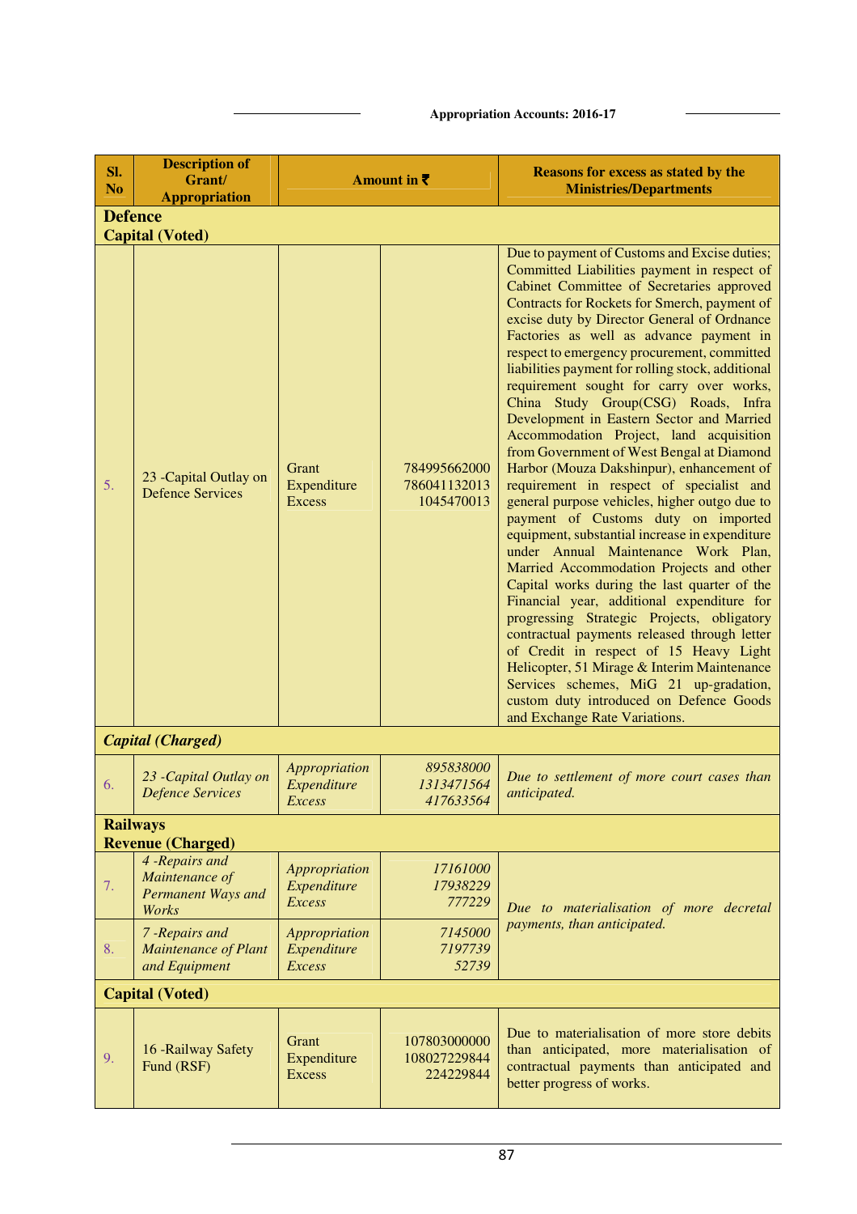| Sl. No | Description of Grant/ Appropriation | Amount in ₹ | | Reasons for excess as stated by the Ministries/Departments |
|---|---|---|---|---|
| **Defence Capital (Voted)** | | | | |
| 5. | 23 -Capital Outlay on Defence Services | Grant<br>Expenditure<br>Excess | 784995662000<br>786041132013<br>1045470013 | Due to payment of Customs and Excise duties; Committed Liabilities payment in respect of Cabinet Committee of Secretaries approved Contracts for Rockets for Smerch, payment of excise duty by Director General of Ordnance Factories as well as advance payment in respect to emergency procurement, committed liabilities payment for rolling stock, additional requirement sought for carry over works, China Study Group(CSG) Roads, Infra Development in Eastern Sector and Married Accommodation Project, land acquisition from Government of West Bengal at Diamond Harbor (Mouza Dakshinpur), enhancement of requirement in respect of specialist and general purpose vehicles, higher outgo due to payment of Customs duty on imported equipment, substantial increase in expenditure under Annual Maintenance Work Plan, Married Accommodation Projects and other Capital works during the last quarter of the Financial year, additional expenditure for progressing Strategic Projects, obligatory contractual payments released through letter of Credit in respect of 15 Heavy Light Helicopter, 51 Mirage & Interim Maintenance Services schemes, MiG 21 up-gradation, custom duty introduced on Defence Goods and Exchange Rate Variations. |
| ***Capital (Charged)*** | | | | |
| *6.* | *23 -Capital Outlay on Defence Services* | *Appropriation*<br>*Expenditure*<br>*Excess* | *895838000*<br>*1313471564*<br>*417633564* | *Due to settlement of more court cases than anticipated.* |
| **Railways Revenue (Charged)** | | | | |
| *7.* | *4 -Repairs and Maintenance of Permanent Ways and Works* | *Appropriation*<br>*Expenditure*<br>*Excess* | *17161000*<br>*17938229*<br>*777229* | *Due to materialisation of more decretal payments, than anticipated.* |
| *8.* | *7 -Repairs and Maintenance of Plant and Equipment* | *Appropriation*<br>*Expenditure*<br>*Excess* | *7145000*<br>*7197739*<br>*52739* | |
| **Capital (Voted)** | | | | |
| 9. | 16 -Railway Safety Fund (RSF) | Grant<br>Expenditure<br>Excess | 107803000000<br>108027229844<br>224229844 | Due to materialisation of more store debits than anticipated, more materialisation of contractual payments than anticipated and better progress of works. |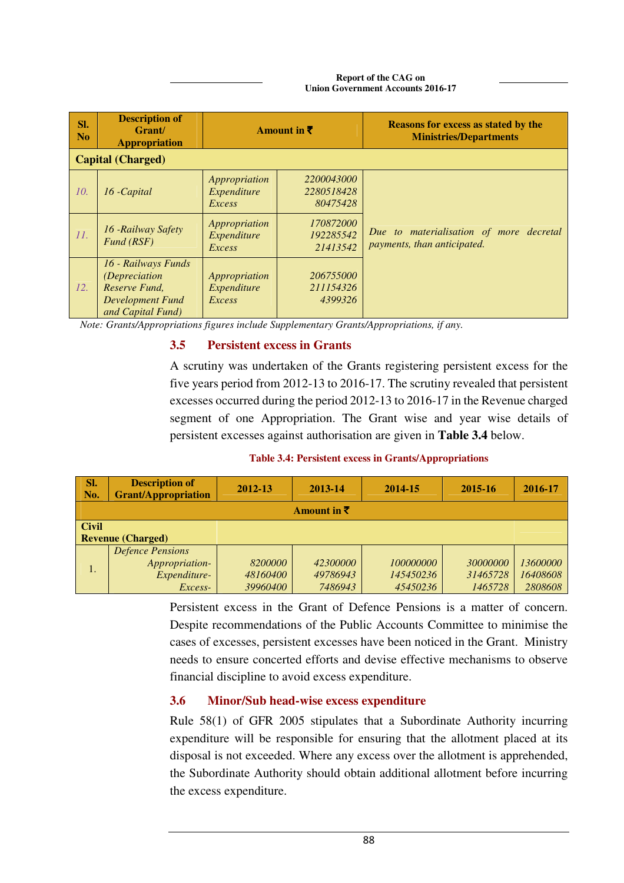| Sl. No | Description of Grant/ Appropriation | Amount in ₹ | | Reasons for excess as stated by the Ministries/Departments |
|---|---|---|---|---|
| **Capital (Charged)** | | | | |
| *10.* | *16 -Capital* | *Appropriation*<br>*Expenditure*<br>*Excess* | *2200043000*<br>*2280518428*<br>*80475428* | *Due to materialisation of more decretal payments, than anticipated.* |
| *11.* | *16 -Railway Safety Fund (RSF)* | *Appropriation*<br>*Expenditure*<br>*Excess* | *170872000*<br>*192285542*<br>*21413542* | |
| *12.* | *16 - Railways Funds (Depreciation Reserve Fund, Development Fund and Capital Fund)* | *Appropriation*<br>*Expenditure*<br>*Excess* | *206755000*<br>*211154326*<br>*4399326* | |

*Note: Grants/Appropriations figures include Supplementary Grants/Appropriations, if any.*

## 3.5 Persistent excess in Grants

A scrutiny was undertaken of the Grants registering persistent excess for the five years period from 2012-13 to 2016-17. The scrutiny revealed that persistent excesses occurred during the period 2012-13 to 2016-17 in the Revenue charged segment of one Appropriation. The Grant wise and year wise details of persistent excesses against authorisation are given in **Table 3.4** below.

**Table 3.4: Persistent excess in Grants/Appropriations**

| Sl. No. | Description of Grant/Appropriation | 2012-13 | 2013-14 | 2014-15 | 2015-16 | 2016-17 |
|---|---|---|---|---|---|---|
| | | Amount in ₹ | | | | |
| **Civil Revenue (Charged)** | | | | | | |
| 1. | *Defence Pensions*<br>*Appropriation-*<br>*Expenditure-*<br>*Excess-* | *8200000*<br>*48160400*<br>*39960400* | *42300000*<br>*49786943*<br>*7486943* | *100000000*<br>*145450236*<br>*45450236* | *30000000*<br>*31465728*<br>*1465728* | *13600000*<br>*16408608*<br>*2808608* |

Persistent excess in the Grant of Defence Pensions is a matter of concern. Despite recommendations of the Public Accounts Committee to minimise the cases of excesses, persistent excesses have been noticed in the Grant. Ministry needs to ensure concerted efforts and devise effective mechanisms to observe financial discipline to avoid excess expenditure.

## 3.6 Minor/Sub head-wise excess expenditure

Rule 58(1) of GFR 2005 stipulates that a Subordinate Authority incurring expenditure will be responsible for ensuring that the allotment placed at its disposal is not exceeded. Where any excess over the allotment is apprehended, the Subordinate Authority should obtain additional allotment before incurring the excess expenditure.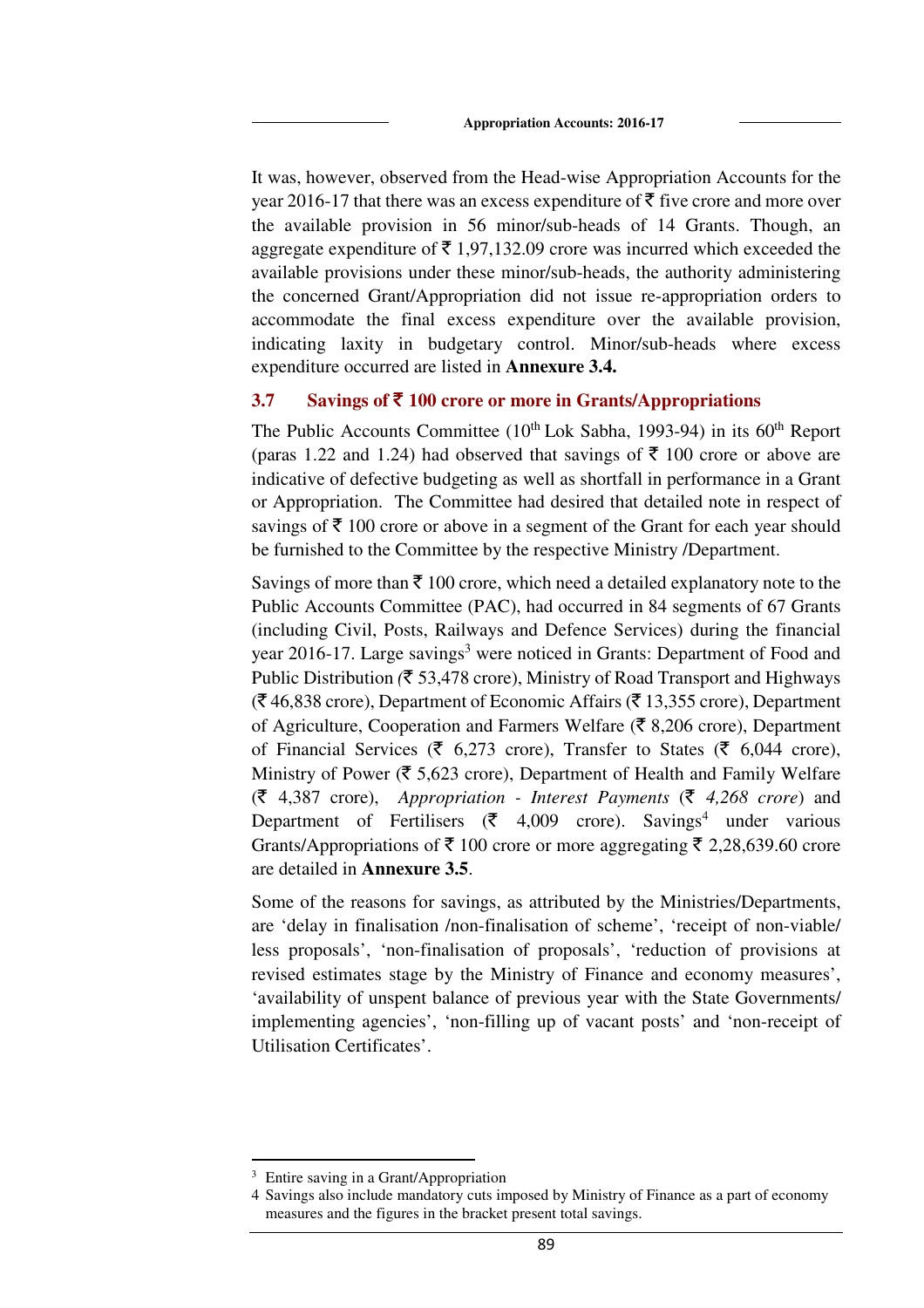It was, however, observed from the Head-wise Appropriation Accounts for the year 2016-17 that there was an excess expenditure of ₹ five crore and more over the available provision in 56 minor/sub-heads of 14 Grants. Though, an aggregate expenditure of ₹ 1,97,132.09 crore was incurred which exceeded the available provisions under these minor/sub-heads, the authority administering the concerned Grant/Appropriation did not issue re-appropriation orders to accommodate the final excess expenditure over the available provision, indicating laxity in budgetary control. Minor/sub-heads where excess expenditure occurred are listed in **Annexure 3.4.**

## 3.7 Savings of ₹ 100 crore or more in Grants/Appropriations

The Public Accounts Committee (10th Lok Sabha, 1993-94) in its 60th Report (paras 1.22 and 1.24) had observed that savings of ₹ 100 crore or above are indicative of defective budgeting as well as shortfall in performance in a Grant or Appropriation. The Committee had desired that detailed note in respect of savings of ₹ 100 crore or above in a segment of the Grant for each year should be furnished to the Committee by the respective Ministry /Department.

Savings of more than ₹ 100 crore, which need a detailed explanatory note to the Public Accounts Committee (PAC), had occurred in 84 segments of 67 Grants (including Civil, Posts, Railways and Defence Services) during the financial year 2016-17. Large savings[3] were noticed in Grants: Department of Food and Public Distribution (₹ 53,478 crore), Ministry of Road Transport and Highways (₹ 46,838 crore), Department of Economic Affairs (₹ 13,355 crore), Department of Agriculture, Cooperation and Farmers Welfare (₹ 8,206 crore), Department of Financial Services (₹ 6,273 crore), Transfer to States (₹ 6,044 crore), Ministry of Power (₹ 5,623 crore), Department of Health and Family Welfare (₹ 4,387 crore), *Appropriation - Interest Payments* (₹ *4,268 crore*) and Department of Fertilisers (₹ 4,009 crore). Savings[4] under various Grants/Appropriations of ₹ 100 crore or more aggregating ₹ 2,28,639.60 crore are detailed in **Annexure 3.5**.

Some of the reasons for savings, as attributed by the Ministries/Departments, are 'delay in finalisation /non-finalisation of scheme', 'receipt of non-viable/ less proposals', 'non-finalisation of proposals', 'reduction of provisions at revised estimates stage by the Ministry of Finance and economy measures', 'availability of unspent balance of previous year with the State Governments/ implementing agencies', 'non-filling up of vacant posts' and 'non-receipt of Utilisation Certificates'.

---

[3] Entire saving in a Grant/Appropriation

[4] Savings also include mandatory cuts imposed by Ministry of Finance as a part of economy measures and the figures in the bracket present total savings.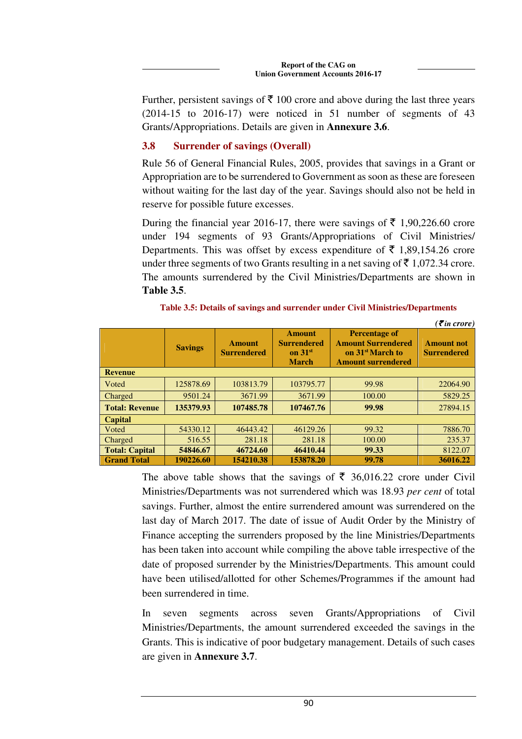Further, persistent savings of ₹ 100 crore and above during the last three years (2014-15 to 2016-17) were noticed in 51 number of segments of 43 Grants/Appropriations. Details are given in **Annexure 3.6**.

## 3.8 Surrender of savings (Overall)

Rule 56 of General Financial Rules, 2005, provides that savings in a Grant or Appropriation are to be surrendered to Government as soon as these are foreseen without waiting for the last day of the year. Savings should also not be held in reserve for possible future excesses.

During the financial year 2016-17, there were savings of ₹ 1,90,226.60 crore under 194 segments of 93 Grants/Appropriations of Civil Ministries/ Departments. This was offset by excess expenditure of ₹ 1,89,154.26 crore under three segments of two Grants resulting in a net saving of ₹ 1,072.34 crore. The amounts surrendered by the Civil Ministries/Departments are shown in **Table 3.5**.

**Table 3.5: Details of savings and surrender under Civil Ministries/Departments**

*(₹ in crore)*

| | Savings | Amount Surrendered | Amount Surrendered on 31[st] March | Percentage of Amount Surrendered on 31[st] March to Amount surrendered | Amount not Surrendered |
|---|---|---|---|---|---|
| **Revenue** | | | | | |
| Voted | 125878.69 | 103813.79 | 103795.77 | 99.98 | 22064.90 |
| Charged | 9501.24 | 3671.99 | 3671.99 | 100.00 | 5829.25 |
| **Total: Revenue** | **135379.93** | **107485.78** | **107467.76** | **99.98** | 27894.15 |
| **Capital** | | | | | |
| Voted | 54330.12 | 46443.42 | 46129.26 | 99.32 | 7886.70 |
| Charged | 516.55 | 281.18 | 281.18 | 100.00 | 235.37 |
| **Total: Capital** | **54846.67** | **46724.60** | **46410.44** | **99.33** | 8122.07 |
| **Grand Total** | **190226.60** | **154210.38** | **153878.20** | **99.78** | **36016.22** |

The above table shows that the savings of ₹ 36,016.22 crore under Civil Ministries/Departments was not surrendered which was 18.93 *per cent* of total savings. Further, almost the entire surrendered amount was surrendered on the last day of March 2017. The date of issue of Audit Order by the Ministry of Finance accepting the surrenders proposed by the line Ministries/Departments has been taken into account while compiling the above table irrespective of the date of proposed surrender by the Ministries/Departments. This amount could have been utilised/allotted for other Schemes/Programmes if the amount had been surrendered in time.

In seven segments across seven Grants/Appropriations of Civil Ministries/Departments, the amount surrendered exceeded the savings in the Grants. This is indicative of poor budgetary management. Details of such cases are given in **Annexure 3.7**.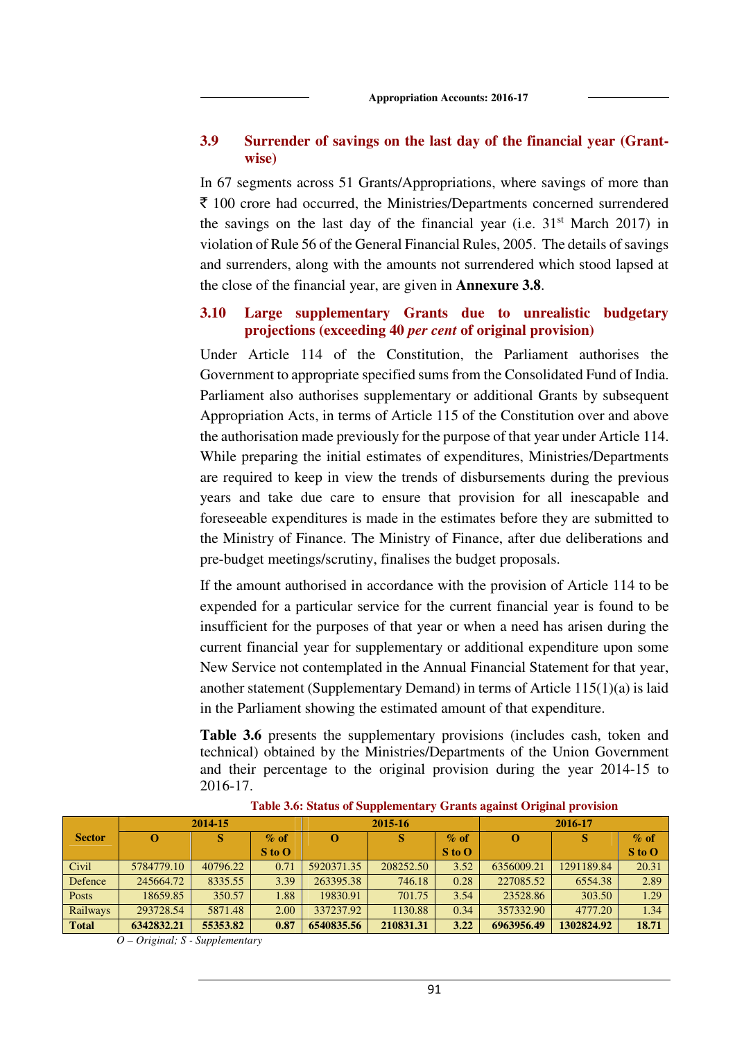### 3.9 Surrender of savings on the last day of the financial year (Grant-wise)

In 67 segments across 51 Grants/Appropriations, where savings of more than ₹ 100 crore had occurred, the Ministries/Departments concerned surrendered the savings on the last day of the financial year (i.e. 31st March 2017) in violation of Rule 56 of the General Financial Rules, 2005. The details of savings and surrenders, along with the amounts not surrendered which stood lapsed at the close of the financial year, are given in **Annexure 3.8**.

### 3.10 Large supplementary Grants due to unrealistic budgetary projections (exceeding 40 *per cent* of original provision)

Under Article 114 of the Constitution, the Parliament authorises the Government to appropriate specified sums from the Consolidated Fund of India. Parliament also authorises supplementary or additional Grants by subsequent Appropriation Acts, in terms of Article 115 of the Constitution over and above the authorisation made previously for the purpose of that year under Article 114. While preparing the initial estimates of expenditures, Ministries/Departments are required to keep in view the trends of disbursements during the previous years and take due care to ensure that provision for all inescapable and foreseeable expenditures is made in the estimates before they are submitted to the Ministry of Finance. The Ministry of Finance, after due deliberations and pre-budget meetings/scrutiny, finalises the budget proposals.

If the amount authorised in accordance with the provision of Article 114 to be expended for a particular service for the current financial year is found to be insufficient for the purposes of that year or when a need has arisen during the current financial year for supplementary or additional expenditure upon some New Service not contemplated in the Annual Financial Statement for that year, another statement (Supplementary Demand) in terms of Article 115(1)(a) is laid in the Parliament showing the estimated amount of that expenditure.

**Table 3.6** presents the supplementary provisions (includes cash, token and technical) obtained by the Ministries/Departments of the Union Government and their percentage to the original provision during the year 2014-15 to 2016-17.

**Table 3.6: Status of Supplementary Grants against Original provision**

| Sector | 2014-15 | | | 2015-16 | | | 2016-17 | | |
|---|---|---|---|---|---|---|---|---|---|
| | O | S | % of S to O | O | S | % of S to O | O | S | % of S to O |
| Civil | 5784779.10 | 40796.22 | 0.71 | 5920371.35 | 208252.50 | 3.52 | 6356009.21 | 1291189.84 | 20.31 |
| Defence | 245664.72 | 8335.55 | 3.39 | 263395.38 | 746.18 | 0.28 | 227085.52 | 6554.38 | 2.89 |
| Posts | 18659.85 | 350.57 | 1.88 | 19830.91 | 701.75 | 3.54 | 23528.86 | 303.50 | 1.29 |
| Railways | 293728.54 | 5871.48 | 2.00 | 337237.92 | 1130.88 | 0.34 | 357332.90 | 4777.20 | 1.34 |
| **Total** | **6342832.21** | **55353.82** | **0.87** | **6540835.56** | **210831.31** | **3.22** | **6963956.49** | **1302824.92** | **18.71** |

*O – Original; S - Supplementary*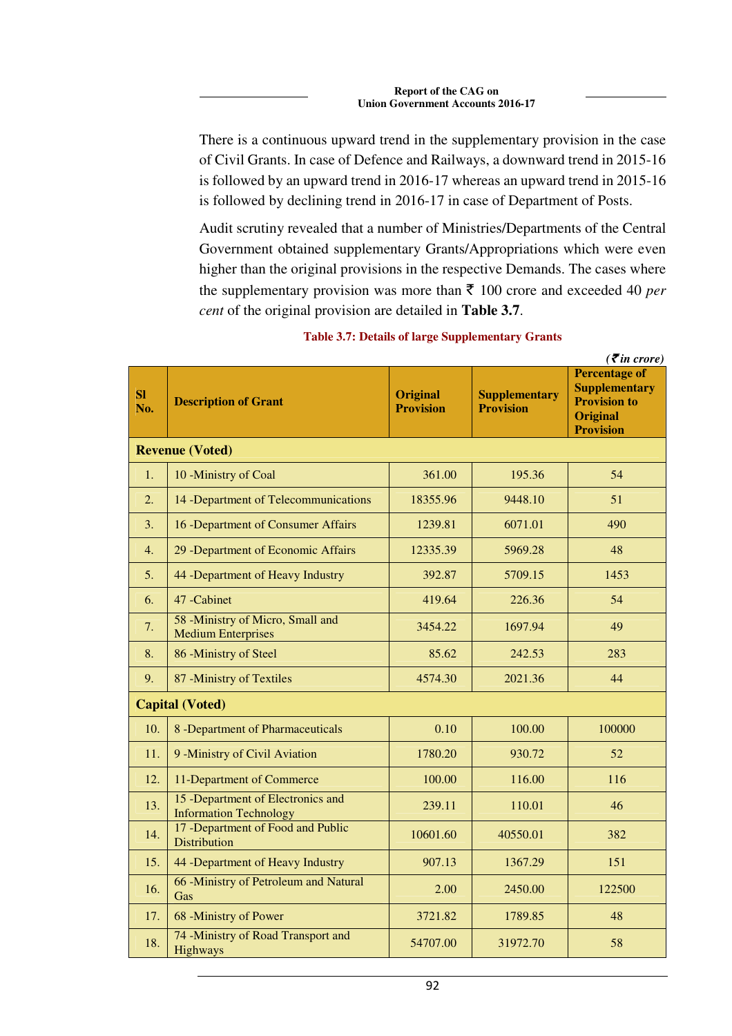There is a continuous upward trend in the supplementary provision in the case of Civil Grants. In case of Defence and Railways, a downward trend in 2015-16 is followed by an upward trend in 2016-17 whereas an upward trend in 2015-16 is followed by declining trend in 2016-17 in case of Department of Posts.

Audit scrutiny revealed that a number of Ministries/Departments of the Central Government obtained supplementary Grants/Appropriations which were even higher than the original provisions in the respective Demands. The cases where the supplementary provision was more than ₹ 100 crore and exceeded 40 *per cent* of the original provision are detailed in **Table 3.7**.

**Table 3.7: Details of large Supplementary Grants**

*(₹ in crore)*

| Sl No. | Description of Grant | Original Provision | Supplementary Provision | Percentage of Supplementary Provision to Original Provision |
|---|---|---|---|---|
| **Revenue (Voted)** | | | | |
| 1. | 10 -Ministry of Coal | 361.00 | 195.36 | 54 |
| 2. | 14 -Department of Telecommunications | 18355.96 | 9448.10 | 51 |
| 3. | 16 -Department of Consumer Affairs | 1239.81 | 6071.01 | 490 |
| 4. | 29 -Department of Economic Affairs | 12335.39 | 5969.28 | 48 |
| 5. | 44 -Department of Heavy Industry | 392.87 | 5709.15 | 1453 |
| 6. | 47 -Cabinet | 419.64 | 226.36 | 54 |
| 7. | 58 -Ministry of Micro, Small and Medium Enterprises | 3454.22 | 1697.94 | 49 |
| 8. | 86 -Ministry of Steel | 85.62 | 242.53 | 283 |
| 9. | 87 -Ministry of Textiles | 4574.30 | 2021.36 | 44 |
| **Capital (Voted)** | | | | |
| 10. | 8 -Department of Pharmaceuticals | 0.10 | 100.00 | 100000 |
| 11. | 9 -Ministry of Civil Aviation | 1780.20 | 930.72 | 52 |
| 12. | 11-Department of Commerce | 100.00 | 116.00 | 116 |
| 13. | 15 -Department of Electronics and Information Technology | 239.11 | 110.01 | 46 |
| 14. | 17 -Department of Food and Public Distribution | 10601.60 | 40550.01 | 382 |
| 15. | 44 -Department of Heavy Industry | 907.13 | 1367.29 | 151 |
| 16. | 66 -Ministry of Petroleum and Natural Gas | 2.00 | 2450.00 | 122500 |
| 17. | 68 -Ministry of Power | 3721.82 | 1789.85 | 48 |
| 18. | 74 -Ministry of Road Transport and Highways | 54707.00 | 31972.70 | 58 |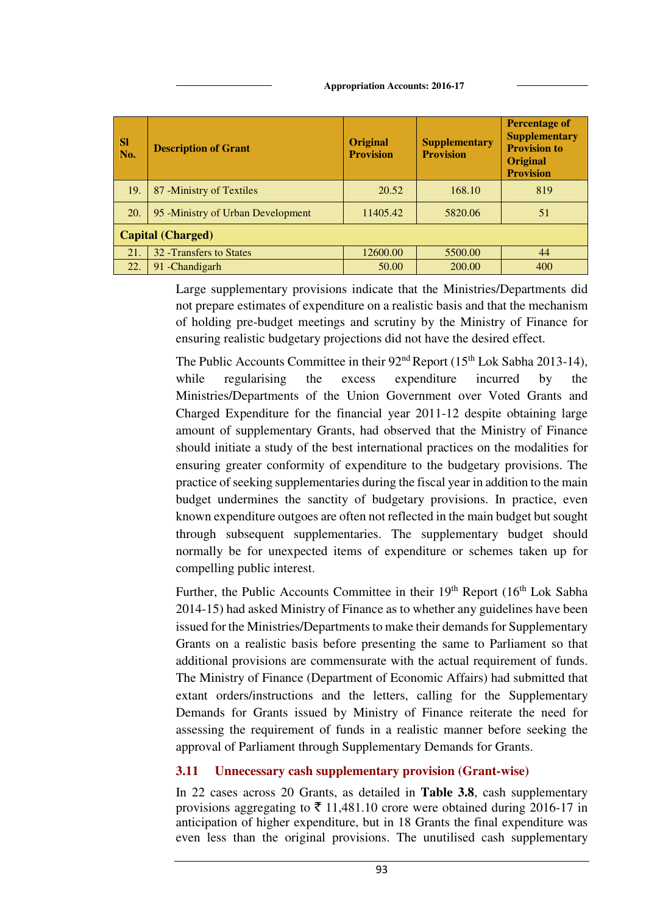| Sl No. | Description of Grant | Original Provision | Supplementary Provision | Percentage of Supplementary Provision to Original Provision |
|---|---|---|---|---|
| 19. | 87 -Ministry of Textiles | 20.52 | 168.10 | 819 |
| 20. | 95 -Ministry of Urban Development | 11405.42 | 5820.06 | 51 |
| **Capital (Charged)** | | | | |
| 21. | 32 -Transfers to States | 12600.00 | 5500.00 | 44 |
| 22. | 91 -Chandigarh | 50.00 | 200.00 | 400 |

Large supplementary provisions indicate that the Ministries/Departments did not prepare estimates of expenditure on a realistic basis and that the mechanism of holding pre-budget meetings and scrutiny by the Ministry of Finance for ensuring realistic budgetary projections did not have the desired effect.

The Public Accounts Committee in their 92nd Report (15th Lok Sabha 2013-14), while regularising the excess expenditure incurred by the Ministries/Departments of the Union Government over Voted Grants and Charged Expenditure for the financial year 2011-12 despite obtaining large amount of supplementary Grants, had observed that the Ministry of Finance should initiate a study of the best international practices on the modalities for ensuring greater conformity of expenditure to the budgetary provisions. The practice of seeking supplementaries during the fiscal year in addition to the main budget undermines the sanctity of budgetary provisions. In practice, even known expenditure outgoes are often not reflected in the main budget but sought through subsequent supplementaries. The supplementary budget should normally be for unexpected items of expenditure or schemes taken up for compelling public interest.

Further, the Public Accounts Committee in their 19th Report (16th Lok Sabha 2014-15) had asked Ministry of Finance as to whether any guidelines have been issued for the Ministries/Departments to make their demands for Supplementary Grants on a realistic basis before presenting the same to Parliament so that additional provisions are commensurate with the actual requirement of funds. The Ministry of Finance (Department of Economic Affairs) had submitted that extant orders/instructions and the letters, calling for the Supplementary Demands for Grants issued by Ministry of Finance reiterate the need for assessing the requirement of funds in a realistic manner before seeking the approval of Parliament through Supplementary Demands for Grants.

### 3.11 Unnecessary cash supplementary provision (Grant-wise)

In 22 cases across 20 Grants, as detailed in **Table 3.8**, cash supplementary provisions aggregating to ₹ 11,481.10 crore were obtained during 2016-17 in anticipation of higher expenditure, but in 18 Grants the final expenditure was even less than the original provisions. The unutilised cash supplementary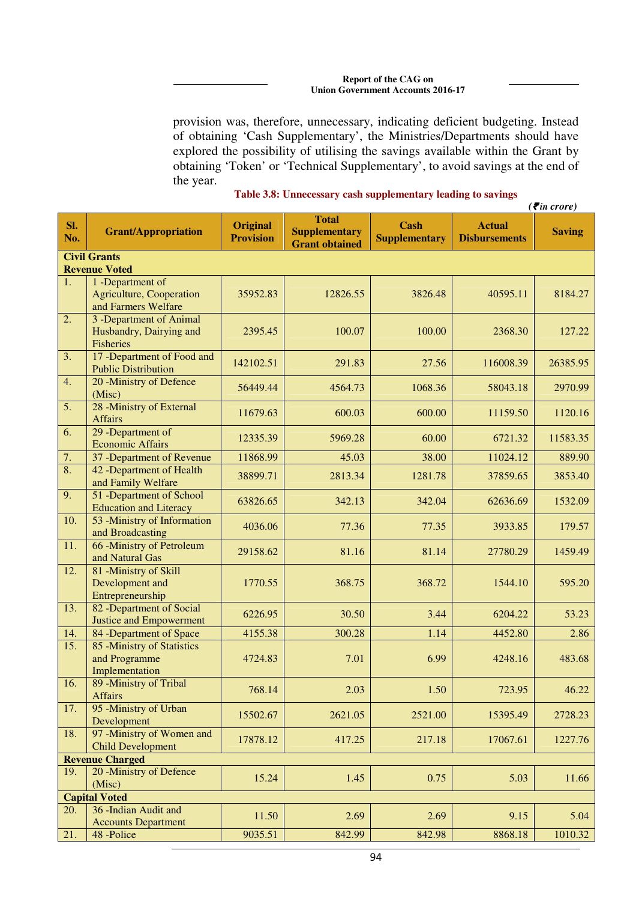provision was, therefore, unnecessary, indicating deficient budgeting. Instead of obtaining 'Cash Supplementary', the Ministries/Departments should have explored the possibility of utilising the savings available within the Grant by obtaining 'Token' or 'Technical Supplementary', to avoid savings at the end of the year.

**Table 3.8: Unnecessary cash supplementary leading to savings**

*(₹in crore)*

| Sl. No. | Grant/Appropriation | Original Provision | Total Supplementary Grant obtained | Cash Supplementary | Actual Disbursements | Saving |
|---|---|---|---|---|---|---|
| **Civil Grants** | | | | | | |
| **Revenue Voted** | | | | | | |
| 1. | 1 -Department of Agriculture, Cooperation and Farmers Welfare | 35952.83 | 12826.55 | 3826.48 | 40595.11 | 8184.27 |
| 2. | 3 -Department of Animal Husbandry, Dairying and Fisheries | 2395.45 | 100.07 | 100.00 | 2368.30 | 127.22 |
| 3. | 17 -Department of Food and Public Distribution | 142102.51 | 291.83 | 27.56 | 116008.39 | 26385.95 |
| 4. | 20 -Ministry of Defence (Misc) | 56449.44 | 4564.73 | 1068.36 | 58043.18 | 2970.99 |
| 5. | 28 -Ministry of External Affairs | 11679.63 | 600.03 | 600.00 | 11159.50 | 1120.16 |
| 6. | 29 -Department of Economic Affairs | 12335.39 | 5969.28 | 60.00 | 6721.32 | 11583.35 |
| 7. | 37 -Department of Revenue | 11868.99 | 45.03 | 38.00 | 11024.12 | 889.90 |
| 8. | 42 -Department of Health and Family Welfare | 38899.71 | 2813.34 | 1281.78 | 37859.65 | 3853.40 |
| 9. | 51 -Department of School Education and Literacy | 63826.65 | 342.13 | 342.04 | 62636.69 | 1532.09 |
| 10. | 53 -Ministry of Information and Broadcasting | 4036.06 | 77.36 | 77.35 | 3933.85 | 179.57 |
| 11. | 66 -Ministry of Petroleum and Natural Gas | 29158.62 | 81.16 | 81.14 | 27780.29 | 1459.49 |
| 12. | 81 -Ministry of Skill Development and Entrepreneurship | 1770.55 | 368.75 | 368.72 | 1544.10 | 595.20 |
| 13. | 82 -Department of Social Justice and Empowerment | 6226.95 | 30.50 | 3.44 | 6204.22 | 53.23 |
| 14. | 84 -Department of Space | 4155.38 | 300.28 | 1.14 | 4452.80 | 2.86 |
| 15. | 85 -Ministry of Statistics and Programme Implementation | 4724.83 | 7.01 | 6.99 | 4248.16 | 483.68 |
| 16. | 89 -Ministry of Tribal Affairs | 768.14 | 2.03 | 1.50 | 723.95 | 46.22 |
| 17. | 95 -Ministry of Urban Development | 15502.67 | 2621.05 | 2521.00 | 15395.49 | 2728.23 |
| 18. | 97 -Ministry of Women and Child Development | 17878.12 | 417.25 | 217.18 | 17067.61 | 1227.76 |
| **Revenue Charged** | | | | | | |
| 19. | 20 -Ministry of Defence (Misc) | 15.24 | 1.45 | 0.75 | 5.03 | 11.66 |
| **Capital Voted** | | | | | | |
| 20. | 36 -Indian Audit and Accounts Department | 11.50 | 2.69 | 2.69 | 9.15 | 5.04 |
| 21. | 48 -Police | 9035.51 | 842.99 | 842.98 | 8868.18 | 1010.32 |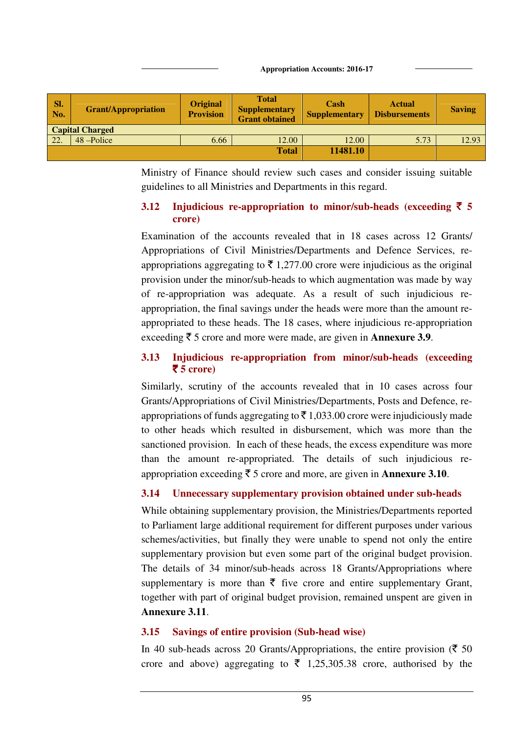| Sl. No. | Grant/Appropriation | Original Provision | Total Supplementary Grant obtained | Cash Supplementary | Actual Disbursements | Saving |
|---|---|---|---|---|---|---|
| **Capital Charged** | | | | | | |
| 22. | 48 –Police | 6.66 | 12.00 | 12.00 | 5.73 | 12.93 |
| | | | **Total** | **11481.10** | | |

Ministry of Finance should review such cases and consider issuing suitable guidelines to all Ministries and Departments in this regard.

### 3.12 Injudicious re-appropriation to minor/sub-heads (exceeding ₹ 5 crore)

Examination of the accounts revealed that in 18 cases across 12 Grants/ Appropriations of Civil Ministries/Departments and Defence Services, re-appropriations aggregating to ₹ 1,277.00 crore were injudicious as the original provision under the minor/sub-heads to which augmentation was made by way of re-appropriation was adequate. As a result of such injudicious re-appropriation, the final savings under the heads were more than the amount re-appropriated to these heads. The 18 cases, where injudicious re-appropriation exceeding ₹ 5 crore and more were made, are given in **Annexure 3.9**.

### 3.13 Injudicious re-appropriation from minor/sub-heads (exceeding ₹ 5 crore)

Similarly, scrutiny of the accounts revealed that in 10 cases across four Grants/Appropriations of Civil Ministries/Departments, Posts and Defence, re-appropriations of funds aggregating to ₹ 1,033.00 crore were injudiciously made to other heads which resulted in disbursement, which was more than the sanctioned provision. In each of these heads, the excess expenditure was more than the amount re-appropriated. The details of such injudicious re-appropriation exceeding ₹ 5 crore and more, are given in **Annexure 3.10**.

### 3.14 Unnecessary supplementary provision obtained under sub-heads

While obtaining supplementary provision, the Ministries/Departments reported to Parliament large additional requirement for different purposes under various schemes/activities, but finally they were unable to spend not only the entire supplementary provision but even some part of the original budget provision. The details of 34 minor/sub-heads across 18 Grants/Appropriations where supplementary is more than ₹ five crore and entire supplementary Grant, together with part of original budget provision, remained unspent are given in **Annexure 3.11**.

### 3.15 Savings of entire provision (Sub-head wise)

In 40 sub-heads across 20 Grants/Appropriations, the entire provision (₹ 50 crore and above) aggregating to ₹ 1,25,305.38 crore, authorised by the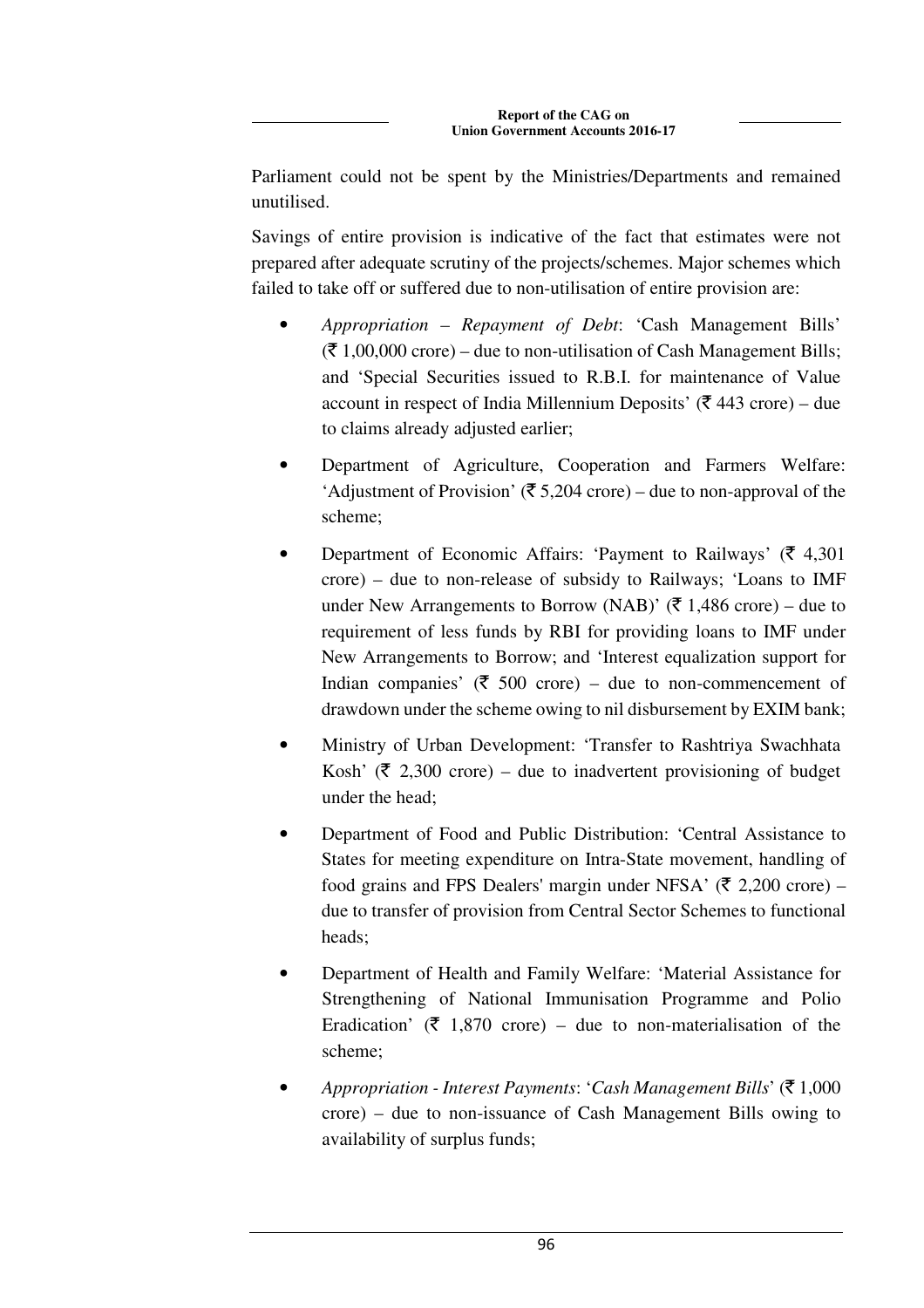Parliament could not be spent by the Ministries/Departments and remained unutilised.

Savings of entire provision is indicative of the fact that estimates were not prepared after adequate scrutiny of the projects/schemes. Major schemes which failed to take off or suffered due to non-utilisation of entire provision are:

- *Appropriation – Repayment of Debt*: 'Cash Management Bills' (₹ 1,00,000 crore) – due to non-utilisation of Cash Management Bills; and 'Special Securities issued to R.B.I. for maintenance of Value account in respect of India Millennium Deposits' (₹ 443 crore) – due to claims already adjusted earlier;
- Department of Agriculture, Cooperation and Farmers Welfare: 'Adjustment of Provision' (₹ 5,204 crore) – due to non-approval of the scheme;
- Department of Economic Affairs: 'Payment to Railways' (₹ 4,301 crore) – due to non-release of subsidy to Railways; 'Loans to IMF under New Arrangements to Borrow (NAB)' (₹ 1,486 crore) – due to requirement of less funds by RBI for providing loans to IMF under New Arrangements to Borrow; and 'Interest equalization support for Indian companies' (₹ 500 crore) – due to non-commencement of drawdown under the scheme owing to nil disbursement by EXIM bank;
- Ministry of Urban Development: 'Transfer to Rashtriya Swachhata Kosh' (₹ 2,300 crore) – due to inadvertent provisioning of budget under the head;
- Department of Food and Public Distribution: 'Central Assistance to States for meeting expenditure on Intra-State movement, handling of food grains and FPS Dealers' margin under NFSA' (₹ 2,200 crore) – due to transfer of provision from Central Sector Schemes to functional heads;
- Department of Health and Family Welfare: 'Material Assistance for Strengthening of National Immunisation Programme and Polio Eradication' (₹ 1,870 crore) – due to non-materialisation of the scheme;
- *Appropriation - Interest Payments*: '*Cash Management Bills*' (₹ 1,000 crore) – due to non-issuance of Cash Management Bills owing to availability of surplus funds;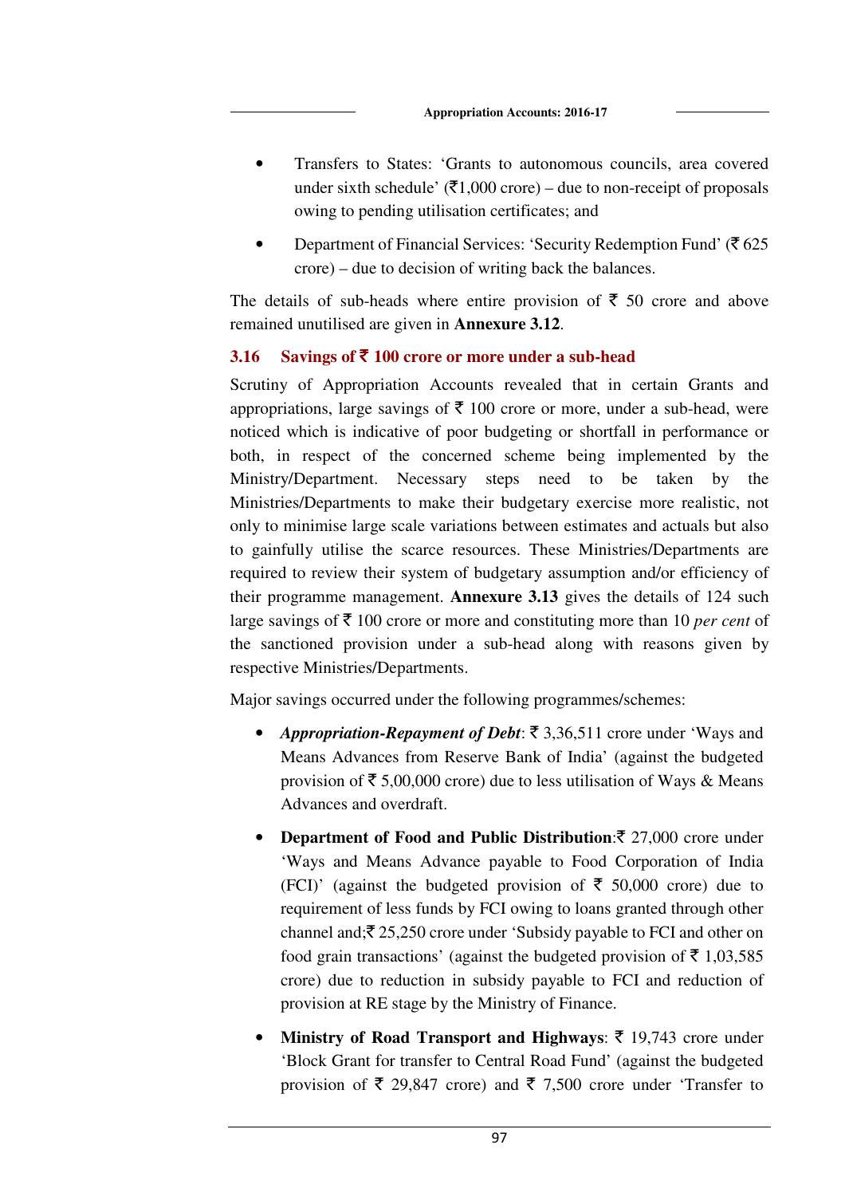- Transfers to States: 'Grants to autonomous councils, area covered under sixth schedule' (₹1,000 crore) – due to non-receipt of proposals owing to pending utilisation certificates; and
- Department of Financial Services: 'Security Redemption Fund' (₹ 625 crore) – due to decision of writing back the balances.

The details of sub-heads where entire provision of ₹ 50 crore and above remained unutilised are given in **Annexure 3.12**.

### 3.16 Savings of ₹ 100 crore or more under a sub-head

Scrutiny of Appropriation Accounts revealed that in certain Grants and appropriations, large savings of ₹ 100 crore or more, under a sub-head, were noticed which is indicative of poor budgeting or shortfall in performance or both, in respect of the concerned scheme being implemented by the Ministry/Department. Necessary steps need to be taken by the Ministries/Departments to make their budgetary exercise more realistic, not only to minimise large scale variations between estimates and actuals but also to gainfully utilise the scarce resources. These Ministries/Departments are required to review their system of budgetary assumption and/or efficiency of their programme management. **Annexure 3.13** gives the details of 124 such large savings of ₹ 100 crore or more and constituting more than 10 *per cent* of the sanctioned provision under a sub-head along with reasons given by respective Ministries/Departments.

Major savings occurred under the following programmes/schemes:

- ***Appropriation-Repayment of Debt***: ₹ 3,36,511 crore under 'Ways and Means Advances from Reserve Bank of India' (against the budgeted provision of ₹ 5,00,000 crore) due to less utilisation of Ways & Means Advances and overdraft.
- **Department of Food and Public Distribution**:₹ 27,000 crore under 'Ways and Means Advance payable to Food Corporation of India (FCI)' (against the budgeted provision of ₹ 50,000 crore) due to requirement of less funds by FCI owing to loans granted through other channel and;₹ 25,250 crore under 'Subsidy payable to FCI and other on food grain transactions' (against the budgeted provision of ₹ 1,03,585 crore) due to reduction in subsidy payable to FCI and reduction of provision at RE stage by the Ministry of Finance.
- **Ministry of Road Transport and Highways**: ₹ 19,743 crore under 'Block Grant for transfer to Central Road Fund' (against the budgeted provision of ₹ 29,847 crore) and ₹ 7,500 crore under 'Transfer to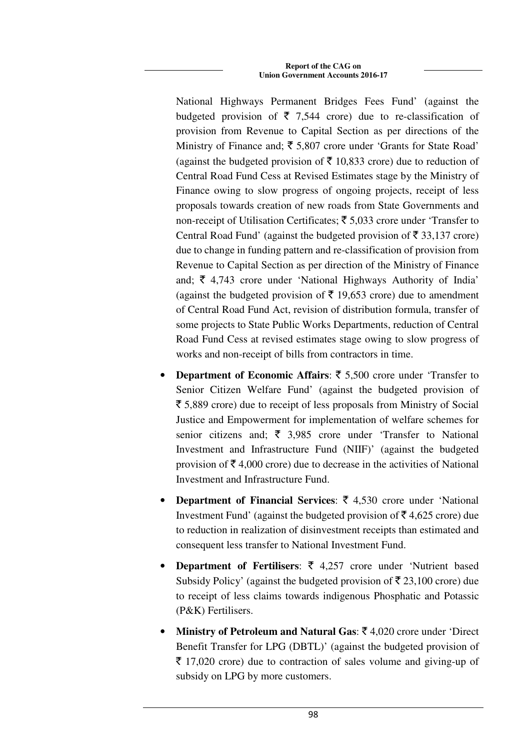National Highways Permanent Bridges Fees Fund' (against the budgeted provision of ₹ 7,544 crore) due to re-classification of provision from Revenue to Capital Section as per directions of the Ministry of Finance and; ₹ 5,807 crore under 'Grants for State Road' (against the budgeted provision of ₹ 10,833 crore) due to reduction of Central Road Fund Cess at Revised Estimates stage by the Ministry of Finance owing to slow progress of ongoing projects, receipt of less proposals towards creation of new roads from State Governments and non-receipt of Utilisation Certificates; ₹ 5,033 crore under 'Transfer to Central Road Fund' (against the budgeted provision of ₹ 33,137 crore) due to change in funding pattern and re-classification of provision from Revenue to Capital Section as per direction of the Ministry of Finance and; ₹ 4,743 crore under 'National Highways Authority of India' (against the budgeted provision of ₹ 19,653 crore) due to amendment of Central Road Fund Act, revision of distribution formula, transfer of some projects to State Public Works Departments, reduction of Central Road Fund Cess at revised estimates stage owing to slow progress of works and non-receipt of bills from contractors in time.

- **Department of Economic Affairs**: ₹ 5,500 crore under 'Transfer to Senior Citizen Welfare Fund' (against the budgeted provision of ₹ 5,889 crore) due to receipt of less proposals from Ministry of Social Justice and Empowerment for implementation of welfare schemes for senior citizens and; ₹ 3,985 crore under 'Transfer to National Investment and Infrastructure Fund (NIIF)' (against the budgeted provision of ₹ 4,000 crore) due to decrease in the activities of National Investment and Infrastructure Fund.

- **Department of Financial Services**: ₹ 4,530 crore under 'National Investment Fund' (against the budgeted provision of ₹ 4,625 crore) due to reduction in realization of disinvestment receipts than estimated and consequent less transfer to National Investment Fund.

- **Department of Fertilisers**: ₹ 4,257 crore under 'Nutrient based Subsidy Policy' (against the budgeted provision of ₹ 23,100 crore) due to receipt of less claims towards indigenous Phosphatic and Potassic (P&K) Fertilisers.

- **Ministry of Petroleum and Natural Gas**: ₹ 4,020 crore under 'Direct Benefit Transfer for LPG (DBTL)' (against the budgeted provision of ₹ 17,020 crore) due to contraction of sales volume and giving-up of subsidy on LPG by more customers.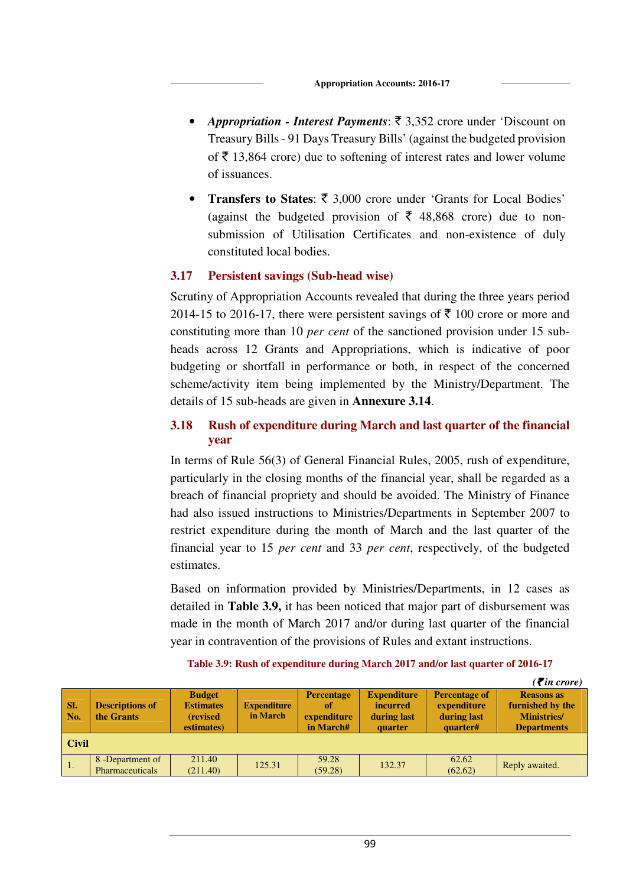- ***Appropriation - Interest Payments***: ₹ 3,352 crore under 'Discount on Treasury Bills - 91 Days Treasury Bills' (against the budgeted provision of ₹ 13,864 crore) due to softening of interest rates and lower volume of issuances.

- **Transfers to States**: ₹ 3,000 crore under 'Grants for Local Bodies' (against the budgeted provision of ₹ 48,868 crore) due to non-submission of Utilisation Certificates and non-existence of duly constituted local bodies.

### 3.17 Persistent savings (Sub-head wise)

Scrutiny of Appropriation Accounts revealed that during the three years period 2014-15 to 2016-17, there were persistent savings of ₹ 100 crore or more and constituting more than 10 *per cent* of the sanctioned provision under 15 sub-heads across 12 Grants and Appropriations, which is indicative of poor budgeting or shortfall in performance or both, in respect of the concerned scheme/activity item being implemented by the Ministry/Department. The details of 15 sub-heads are given in **Annexure 3.14**.

### 3.18 Rush of expenditure during March and last quarter of the financial year

In terms of Rule 56(3) of General Financial Rules, 2005, rush of expenditure, particularly in the closing months of the financial year, shall be regarded as a breach of financial propriety and should be avoided. The Ministry of Finance had also issued instructions to Ministries/Departments in September 2007 to restrict expenditure during the month of March and the last quarter of the financial year to 15 *per cent* and 33 *per cent*, respectively, of the budgeted estimates.

Based on information provided by Ministries/Departments, in 12 cases as detailed in **Table 3.9,** it has been noticed that major part of disbursement was made in the month of March 2017 and/or during last quarter of the financial year in contravention of the provisions of Rules and extant instructions.

**Table 3.9: Rush of expenditure during March 2017 and/or last quarter of 2016-17**

*(₹ in crore)*

| Sl. No. | Descriptions of the Grants | Budget Estimates (revised estimates) | Expenditure in March | Percentage of expenditure in March# | Expenditure incurred during last quarter | Percentage of expenditure during last quarter# | Reasons as furnished by the Ministries/ Departments |
|---|---|---|---|---|---|---|---|
| **Civil** | | | | | | | |
| 1. | 8 -Department of Pharmaceuticals | 211.40 (211.40) | 125.31 | 59.28 (59.28) | 132.37 | 62.62 (62.62) | Reply awaited. |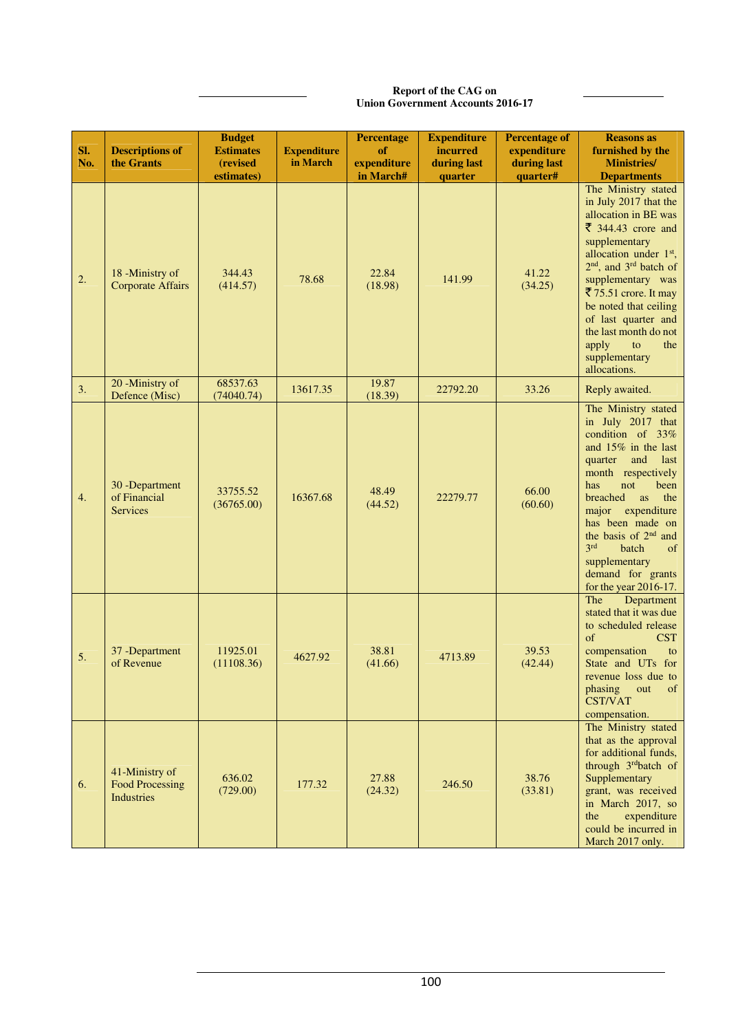| Sl. No. | Descriptions of the Grants | Budget Estimates (revised estimates) | Expenditure in March | Percentage of expenditure in March# | Expenditure incurred during last quarter | Percentage of expenditure during last quarter# | Reasons as furnished by the Ministries/ Departments |
|---|---|---|---|---|---|---|---|
| 2. | 18 -Ministry of Corporate Affairs | 344.43 (414.57) | 78.68 | 22.84 (18.98) | 141.99 | 41.22 (34.25) | The Ministry stated in July 2017 that the allocation in BE was ₹ 344.43 crore and supplementary allocation under 1st, 2nd, and 3rd batch of supplementary was ₹ 75.51 crore. It may be noted that ceiling of last quarter and the last month do not apply to the supplementary allocations. |
| 3. | 20 -Ministry of Defence (Misc) | 68537.63 (74040.74) | 13617.35 | 19.87 (18.39) | 22792.20 | 33.26 | Reply awaited. |
| 4. | 30 -Department of Financial Services | 33755.52 (36765.00) | 16367.68 | 48.49 (44.52) | 22279.77 | 66.00 (60.60) | The Ministry stated in July 2017 that condition of 33% and 15% in the last quarter and last month respectively has not been breached as the major expenditure has been made on the basis of 2nd and 3rd batch of supplementary demand for grants for the year 2016-17. |
| 5. | 37 -Department of Revenue | 11925.01 (11108.36) | 4627.92 | 38.81 (41.66) | 4713.89 | 39.53 (42.44) | The Department stated that it was due to scheduled release of CST compensation to State and UTs for revenue loss due to phasing out of CST/VAT compensation. |
| 6. | 41-Ministry of Food Processing Industries | 636.02 (729.00) | 177.32 | 27.88 (24.32) | 246.50 | 38.76 (33.81) | The Ministry stated that as the approval for additional funds, through 3rd batch of Supplementary grant, was received in March 2017, so the expenditure could be incurred in March 2017 only. |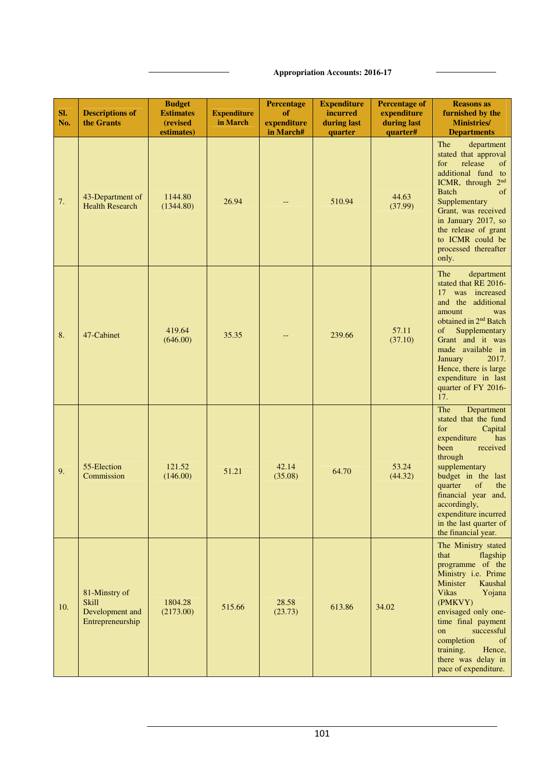| Sl. No. | Descriptions of the Grants | Budget Estimates (revised estimates) | Expenditure in March | Percentage of expenditure in March# | Expenditure incurred during last quarter | Percentage of expenditure during last quarter# | Reasons as furnished by the Ministries/ Departments |
|---|---|---|---|---|---|---|---|
| 7. | 43-Department of Health Research | 1144.80 (1344.80) | 26.94 | -- | 510.94 | 44.63 (37.99) | The department stated that approval for release of additional fund to ICMR, through 2nd Batch of Supplementary Grant, was received in January 2017, so the release of grant to ICMR could be processed thereafter only. |
| 8. | 47-Cabinet | 419.64 (646.00) | 35.35 | -- | 239.66 | 57.11 (37.10) | The department stated that RE 2016-17 was increased and the additional amount was obtained in 2nd Batch of Supplementary Grant and it was made available in January 2017. Hence, there is large expenditure in last quarter of FY 2016-17. |
| 9. | 55-Election Commission | 121.52 (146.00) | 51.21 | 42.14 (35.08) | 64.70 | 53.24 (44.32) | The Department stated that the fund for Capital expenditure has been received through supplementary budget in the last quarter of the financial year and, accordingly, expenditure incurred in the last quarter of the financial year. |
| 10. | 81-Minstry of Skill Development and Entrepreneurship | 1804.28 (2173.00) | 515.66 | 28.58 (23.73) | 613.86 | 34.02 | The Ministry stated that flagship programme of the Ministry i.e. Prime Minister Kaushal Vikas Yojana (PMKVY) envisaged only one-time final payment on successful completion of training. Hence, there was delay in pace of expenditure. |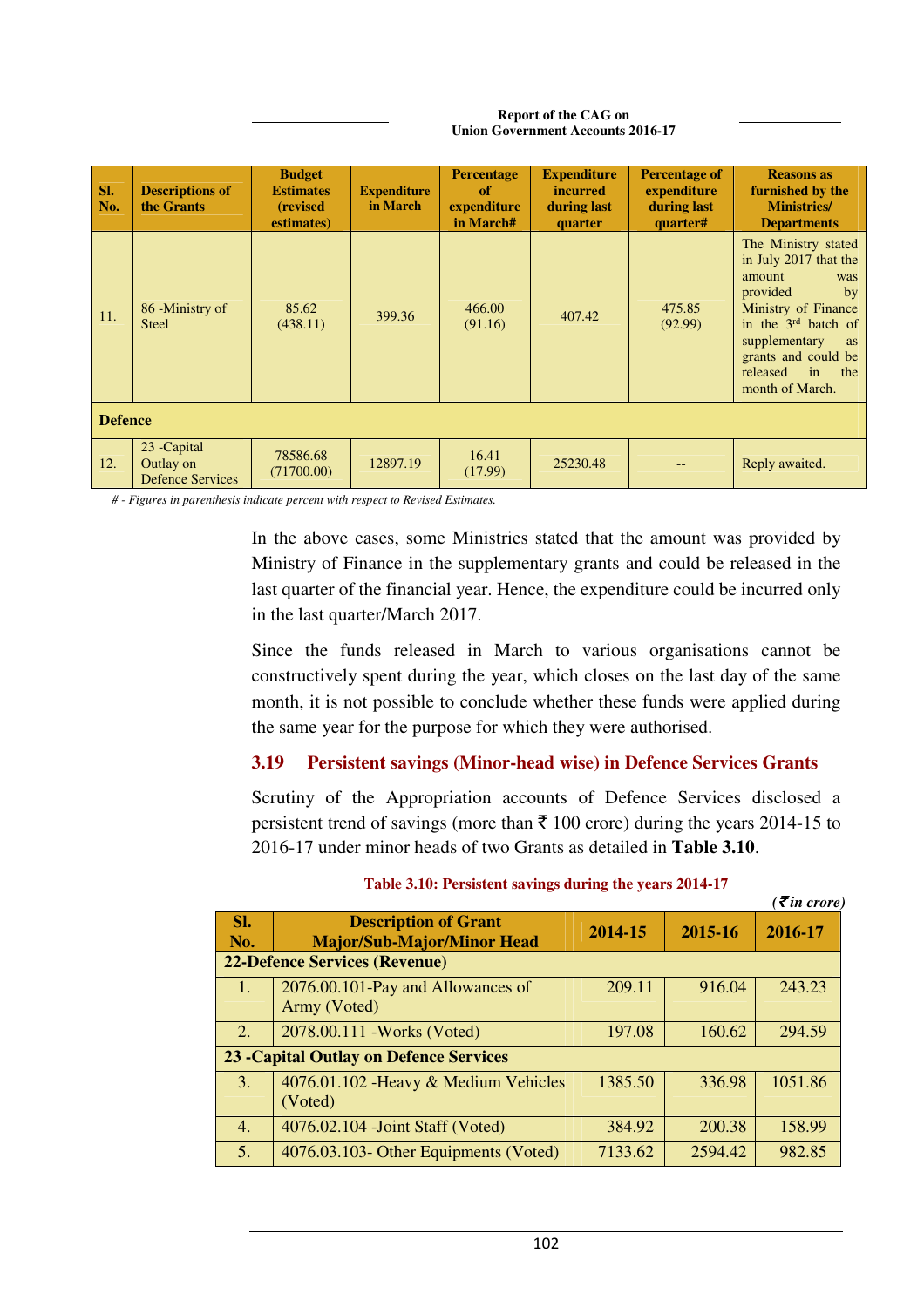| Sl. No. | Descriptions of the Grants | Budget Estimates (revised estimates) | Expenditure in March | Percentage of expenditure in March# | Expenditure incurred during last quarter | Percentage of expenditure during last quarter# | Reasons as furnished by the Ministries/ Departments |
|---|---|---|---|---|---|---|---|
| 11. | 86 -Ministry of Steel | 85.62 (438.11) | 399.36 | 466.00 (91.16) | 407.42 | 475.85 (92.99) | The Ministry stated in July 2017 that the amount was provided by Ministry of Finance in the 3rd batch of supplementary as grants and could be released in the month of March. |
| **Defence** | | | | | | | |
| 12. | 23 -Capital Outlay on Defence Services | 78586.68 (71700.00) | 12897.19 | 16.41 (17.99) | 25230.48 | -- | Reply awaited. |

*# - Figures in parenthesis indicate percent with respect to Revised Estimates.*

In the above cases, some Ministries stated that the amount was provided by Ministry of Finance in the supplementary grants and could be released in the last quarter of the financial year. Hence, the expenditure could be incurred only in the last quarter/March 2017.

Since the funds released in March to various organisations cannot be constructively spent during the year, which closes on the last day of the same month, it is not possible to conclude whether these funds were applied during the same year for the purpose for which they were authorised.

### 3.19 Persistent savings (Minor-head wise) in Defence Services Grants

Scrutiny of the Appropriation accounts of Defence Services disclosed a persistent trend of savings (more than ₹ 100 crore) during the years 2014-15 to 2016-17 under minor heads of two Grants as detailed in **Table 3.10**.

**Table 3.10: Persistent savings during the years 2014-17**

*(₹ in crore)*

| Sl. No. | Description of Grant Major/Sub-Major/Minor Head | 2014-15 | 2015-16 | 2016-17 |
|---|---|---|---|---|
| **22-Defence Services (Revenue)** | | | | |
| 1. | 2076.00.101-Pay and Allowances of Army (Voted) | 209.11 | 916.04 | 243.23 |
| 2. | 2078.00.111 -Works (Voted) | 197.08 | 160.62 | 294.59 |
| **23 -Capital Outlay on Defence Services** | | | | |
| 3. | 4076.01.102 -Heavy & Medium Vehicles (Voted) | 1385.50 | 336.98 | 1051.86 |
| 4. | 4076.02.104 -Joint Staff (Voted) | 384.92 | 200.38 | 158.99 |
| 5. | 4076.03.103- Other Equipments (Voted) | 7133.62 | 2594.42 | 982.85 |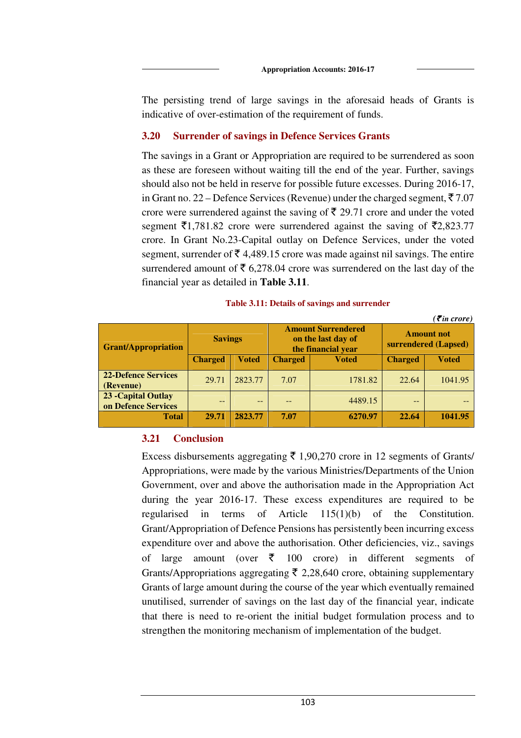The persisting trend of large savings in the aforesaid heads of Grants is indicative of over-estimation of the requirement of funds.

## 3.20 Surrender of savings in Defence Services Grants

The savings in a Grant or Appropriation are required to be surrendered as soon as these are foreseen without waiting till the end of the year. Further, savings should also not be held in reserve for possible future excesses. During 2016-17, in Grant no. 22 – Defence Services (Revenue) under the charged segment, ₹ 7.07 crore were surrendered against the saving of ₹ 29.71 crore and under the voted segment ₹1,781.82 crore were surrendered against the saving of ₹2,823.77 crore. In Grant No.23-Capital outlay on Defence Services, under the voted segment, surrender of ₹ 4,489.15 crore was made against nil savings. The entire surrendered amount of ₹ 6,278.04 crore was surrendered on the last day of the financial year as detailed in **Table 3.11**.

**Table 3.11: Details of savings and surrender**

*(₹ in crore)*

| Grant/Appropriation | Savings | | Amount Surrendered on the last day of the financial year | | Amount not surrendered (Lapsed) | |
|---|---|---|---|---|---|---|
| | Charged | Voted | Charged | Voted | Charged | Voted |
| 22-Defence Services (Revenue) | 29.71 | 2823.77 | 7.07 | 1781.82 | 22.64 | 1041.95 |
| 23 -Capital Outlay on Defence Services | -- | -- | -- | 4489.15 | -- | -- |
| **Total** | **29.71** | **2823.77** | **7.07** | **6270.97** | **22.64** | **1041.95** |

## 3.21 Conclusion

Excess disbursements aggregating ₹ 1,90,270 crore in 12 segments of Grants/ Appropriations, were made by the various Ministries/Departments of the Union Government, over and above the authorisation made in the Appropriation Act during the year 2016-17. These excess expenditures are required to be regularised in terms of Article 115(1)(b) of the Constitution. Grant/Appropriation of Defence Pensions has persistently been incurring excess expenditure over and above the authorisation. Other deficiencies, viz., savings of large amount (over ₹ 100 crore) in different segments of Grants/Appropriations aggregating ₹ 2,28,640 crore, obtaining supplementary Grants of large amount during the course of the year which eventually remained unutilised, surrender of savings on the last day of the financial year, indicate that there is need to re-orient the initial budget formulation process and to strengthen the monitoring mechanism of implementation of the budget.